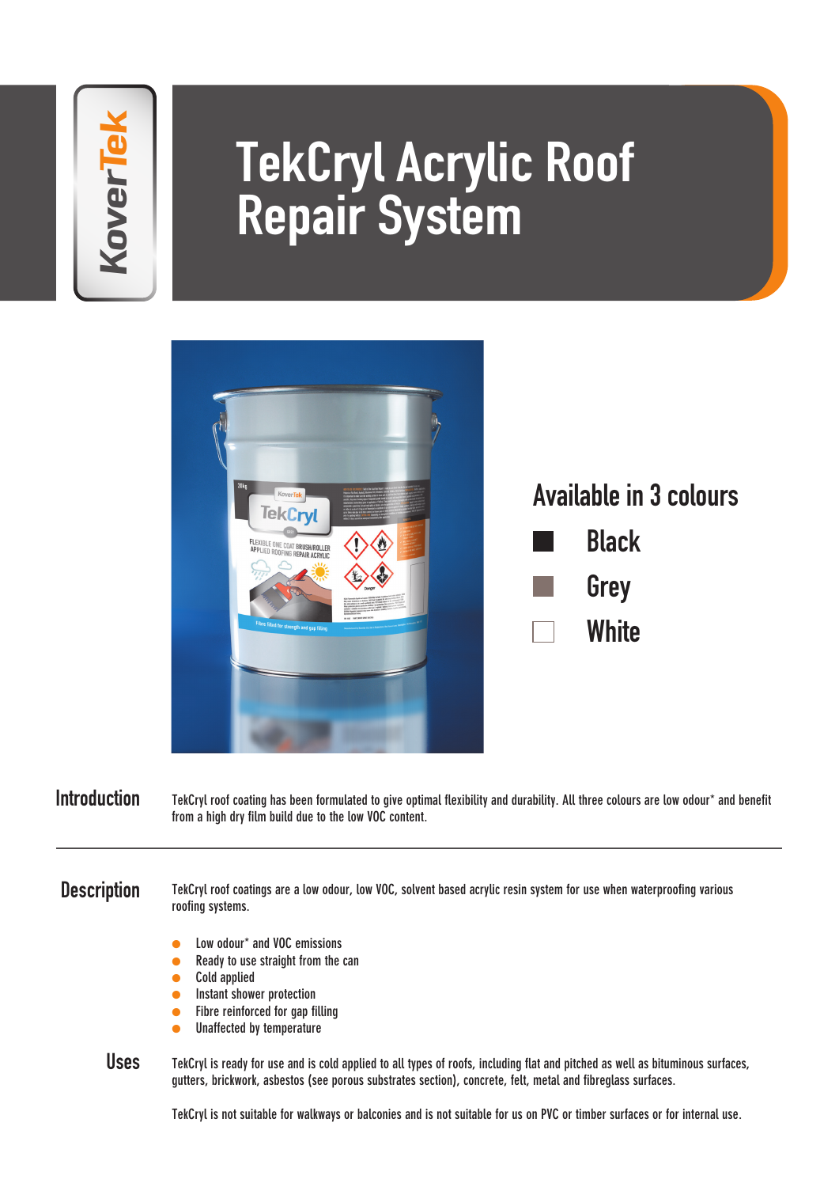KoverTek

# TekCryl Acrylic Roof Repair System

## Available in 3 colours

- Black
- Grey
- White

## Introduction

TekCryl roof coating has been formulated to give optimal flexibility and durability. All three colours are low odour* and benefit from a high dry film build due to the low VOC content.

## Description

TekCryl roof coatings are a low odour, low VOC, solvent based acrylic resin system for use when waterproofing various roofing systems.

- Low odour* and VOC emissions
- Ready to use straight from the can
- Cold applied
- Instant shower protection
- Fibre reinforced for gap filling
- Unaffected by temperature

## Uses

TekCryl is ready for use and is cold applied to all types of roofs, including flat and pitched as well as bituminous surfaces, gutters, brickwork, asbestos (see porous substrates section), concrete, felt, metal and fibreglass surfaces.

TekCryl is not suitable for walkways or balconies and is not suitable for us on PVC or timber surfaces or for internal use.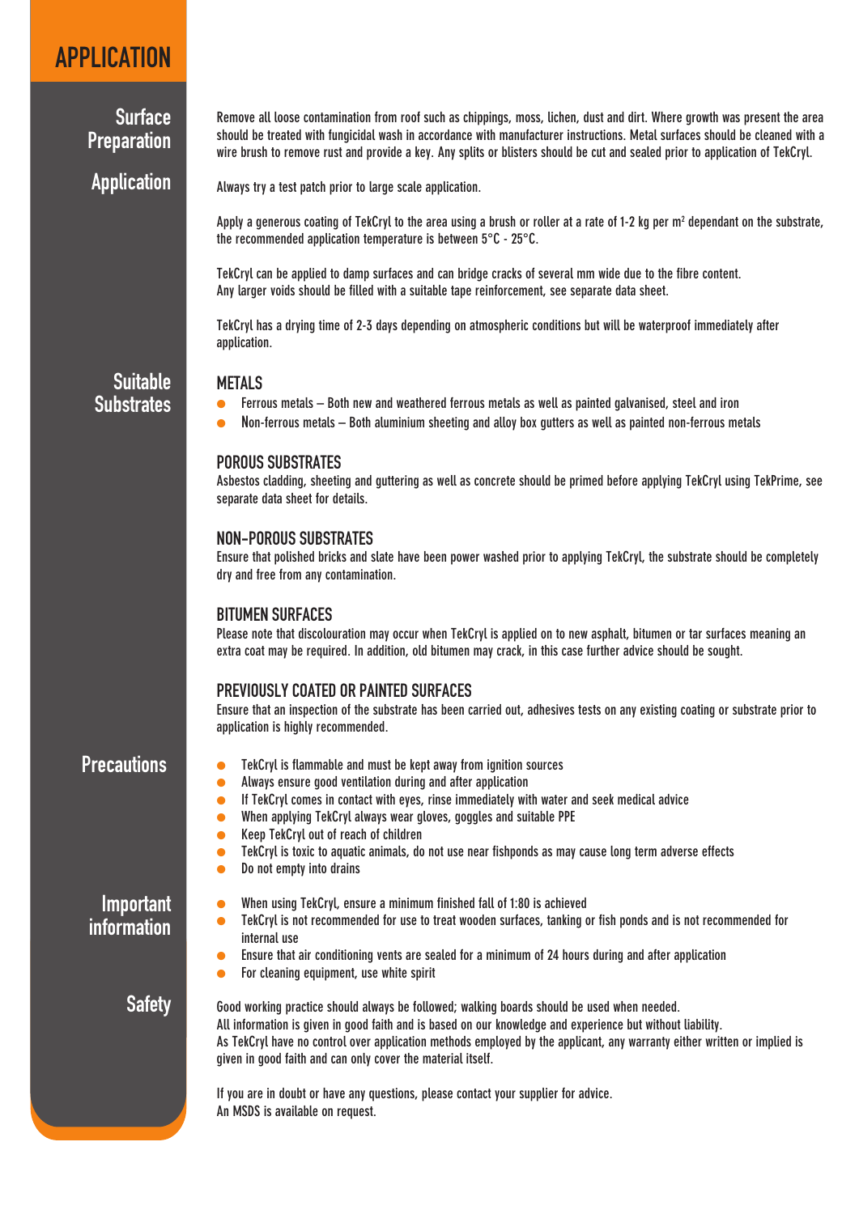# APPLICATION

## Surface Preparation

Remove all loose contamination from roof such as chippings, moss, lichen, dust and dirt. Where growth was present the area should be treated with fungicidal wash in accordance with manufacturer instructions. Metal surfaces should be cleaned with a wire brush to remove rust and provide a key. Any splits or blisters should be cut and sealed prior to application of TekCryl.

## Application

Always try a test patch prior to large scale application.

Apply a generous coating of TekCryl to the area using a brush or roller at a rate of 1-2 kg per m² dependant on the substrate, the recommended application temperature is between 5°C - 25°C.

TekCryl can be applied to damp surfaces and can bridge cracks of several mm wide due to the fibre content.
Any larger voids should be filled with a suitable tape reinforcement, see separate data sheet.

TekCryl has a drying time of 2-3 days depending on atmospheric conditions but will be waterproof immediately after application.

## Suitable Substrates

### METALS

- Ferrous metals – Both new and weathered ferrous metals as well as painted galvanised, steel and iron
- Non-ferrous metals – Both aluminium sheeting and alloy box gutters as well as painted non-ferrous metals

### POROUS SUBSTRATES

Asbestos cladding, sheeting and guttering as well as concrete should be primed before applying TekCryl using TekPrime, see separate data sheet for details.

### NON-POROUS SUBSTRATES

Ensure that polished bricks and slate have been power washed prior to applying TekCryl, the substrate should be completely dry and free from any contamination.

### BITUMEN SURFACES

Please note that discolouration may occur when TekCryl is applied on to new asphalt, bitumen or tar surfaces meaning an extra coat may be required. In addition, old bitumen may crack, in this case further advice should be sought.

### PREVIOUSLY COATED OR PAINTED SURFACES

Ensure that an inspection of the substrate has been carried out, adhesives tests on any existing coating or substrate prior to application is highly recommended.

## Precautions

- TekCryl is flammable and must be kept away from ignition sources
- Always ensure good ventilation during and after application
- If TekCryl comes in contact with eyes, rinse immediately with water and seek medical advice
- When applying TekCryl always wear gloves, goggles and suitable PPE
- Keep TekCryl out of reach of children
- TekCryl is toxic to aquatic animals, do not use near fishponds as may cause long term adverse effects
- Do not empty into drains

## Important information

- When using TekCryl, ensure a minimum finished fall of 1:80 is achieved
- TekCryl is not recommended for use to treat wooden surfaces, tanking or fish ponds and is not recommended for internal use
- Ensure that air conditioning vents are sealed for a minimum of 24 hours during and after application
- For cleaning equipment, use white spirit

## Safety

Good working practice should always be followed; walking boards should be used when needed.
All information is given in good faith and is based on our knowledge and experience but without liability.
As TekCryl have no control over application methods employed by the applicant, any warranty either written or implied is given in good faith and can only cover the material itself.

If you are in doubt or have any questions, please contact your supplier for advice.
An MSDS is available on request.